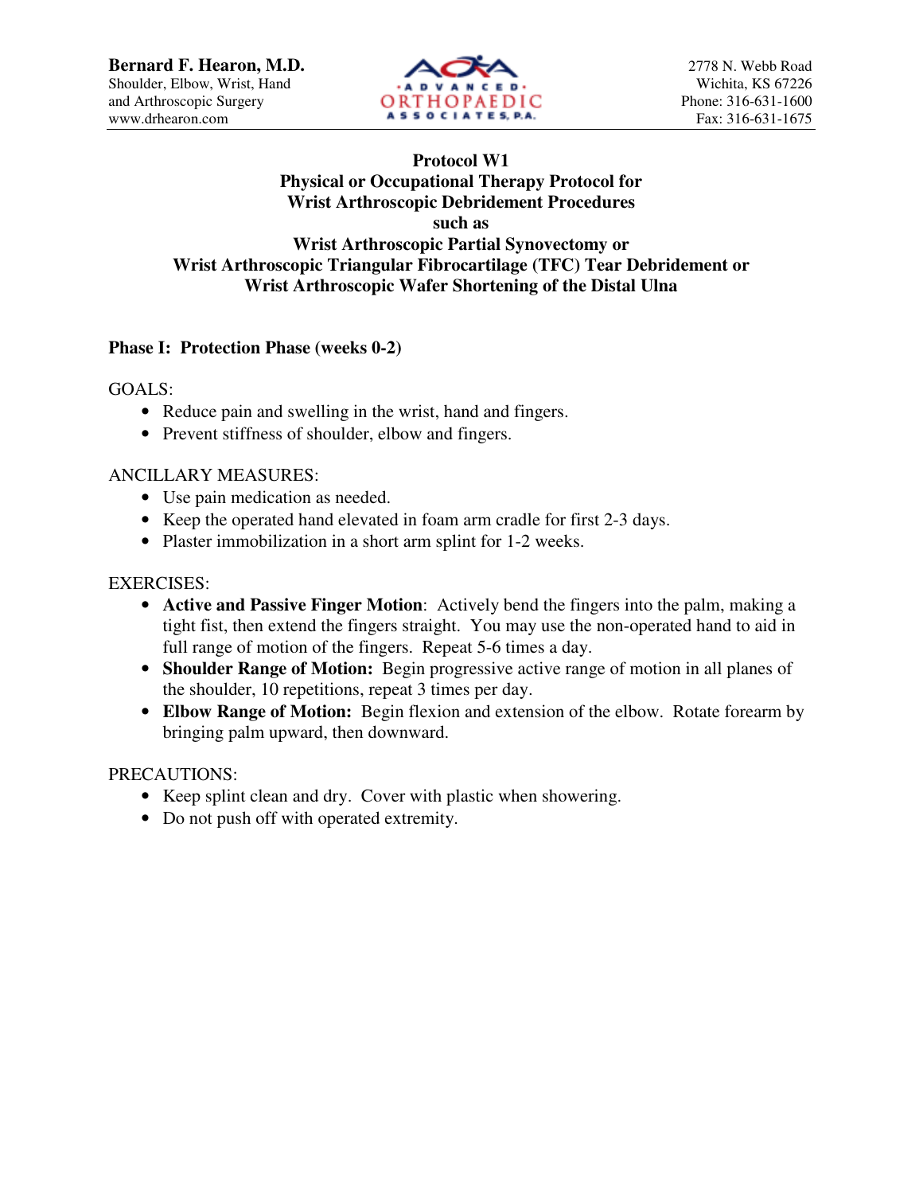**Bernard F. Hearon, M.D.**
Shoulder, Elbow, Wrist, Hand
and Arthroscopic Surgery
www.drhearon.com

ADVANCED ORTHOPAEDIC ASSOCIATES, P.A.

2778 N. Webb Road
Wichita, KS 67226
Phone: 316-631-1600
Fax: 316-631-1675

# Protocol W1
## Physical or Occupational Therapy Protocol for Wrist Arthroscopic Debridement Procedures such as Wrist Arthroscopic Partial Synovectomy or Wrist Arthroscopic Triangular Fibrocartilage (TFC) Tear Debridement or Wrist Arthroscopic Wafer Shortening of the Distal Ulna

### Phase I: Protection Phase (weeks 0-2)

GOALS:

- Reduce pain and swelling in the wrist, hand and fingers.
- Prevent stiffness of shoulder, elbow and fingers.

ANCILLARY MEASURES:

- Use pain medication as needed.
- Keep the operated hand elevated in foam arm cradle for first 2-3 days.
- Plaster immobilization in a short arm splint for 1-2 weeks.

EXERCISES:

- **Active and Passive Finger Motion**: Actively bend the fingers into the palm, making a tight fist, then extend the fingers straight. You may use the non-operated hand to aid in full range of motion of the fingers. Repeat 5-6 times a day.
- **Shoulder Range of Motion:** Begin progressive active range of motion in all planes of the shoulder, 10 repetitions, repeat 3 times per day.
- **Elbow Range of Motion:** Begin flexion and extension of the elbow. Rotate forearm by bringing palm upward, then downward.

PRECAUTIONS:

- Keep splint clean and dry. Cover with plastic when showering.
- Do not push off with operated extremity.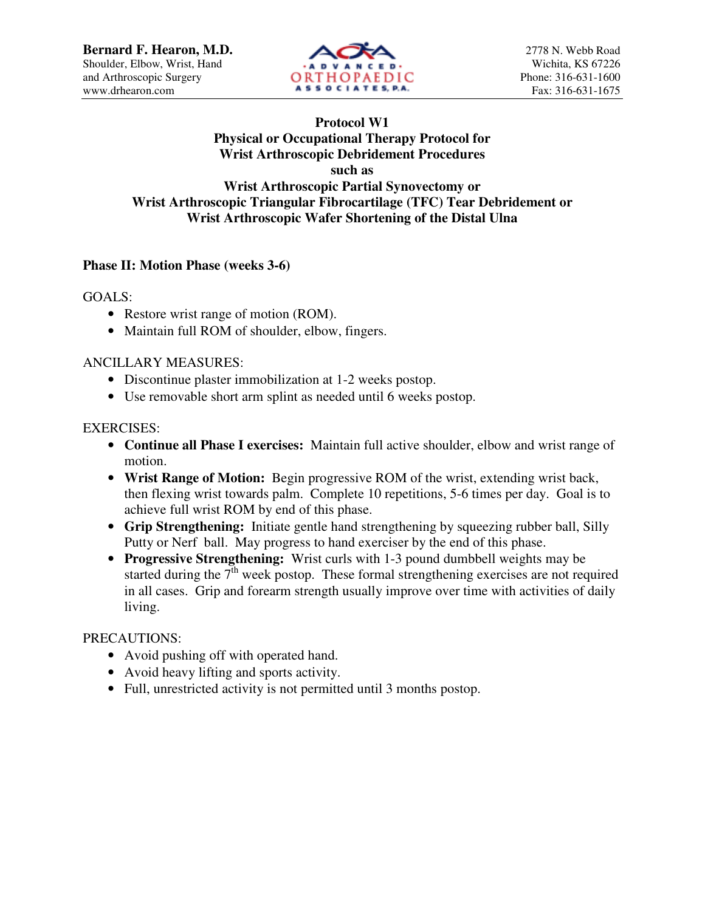**Bernard F. Hearon, M.D.**
Shoulder, Elbow, Wrist, Hand
and Arthroscopic Surgery
www.drhearon.com

ADVANCED ORTHOPAEDIC ASSOCIATES, P.A.

2778 N. Webb Road
Wichita, KS 67226
Phone: 316-631-1600
Fax: 316-631-1675

# Protocol W1
# Physical or Occupational Therapy Protocol for Wrist Arthroscopic Debridement Procedures such as Wrist Arthroscopic Partial Synovectomy or Wrist Arthroscopic Triangular Fibrocartilage (TFC) Tear Debridement or Wrist Arthroscopic Wafer Shortening of the Distal Ulna

## Phase II: Motion Phase (weeks 3-6)

GOALS:

- Restore wrist range of motion (ROM).
- Maintain full ROM of shoulder, elbow, fingers.

ANCILLARY MEASURES:

- Discontinue plaster immobilization at 1-2 weeks postop.
- Use removable short arm splint as needed until 6 weeks postop.

EXERCISES:

- **Continue all Phase I exercises:** Maintain full active shoulder, elbow and wrist range of motion.
- **Wrist Range of Motion:** Begin progressive ROM of the wrist, extending wrist back, then flexing wrist towards palm. Complete 10 repetitions, 5-6 times per day. Goal is to achieve full wrist ROM by end of this phase.
- **Grip Strengthening:** Initiate gentle hand strengthening by squeezing rubber ball, Silly Putty or Nerf ball. May progress to hand exerciser by the end of this phase.
- **Progressive Strengthening:** Wrist curls with 1-3 pound dumbbell weights may be started during the 7th week postop. These formal strengthening exercises are not required in all cases. Grip and forearm strength usually improve over time with activities of daily living.

PRECAUTIONS:

- Avoid pushing off with operated hand.
- Avoid heavy lifting and sports activity.
- Full, unrestricted activity is not permitted until 3 months postop.